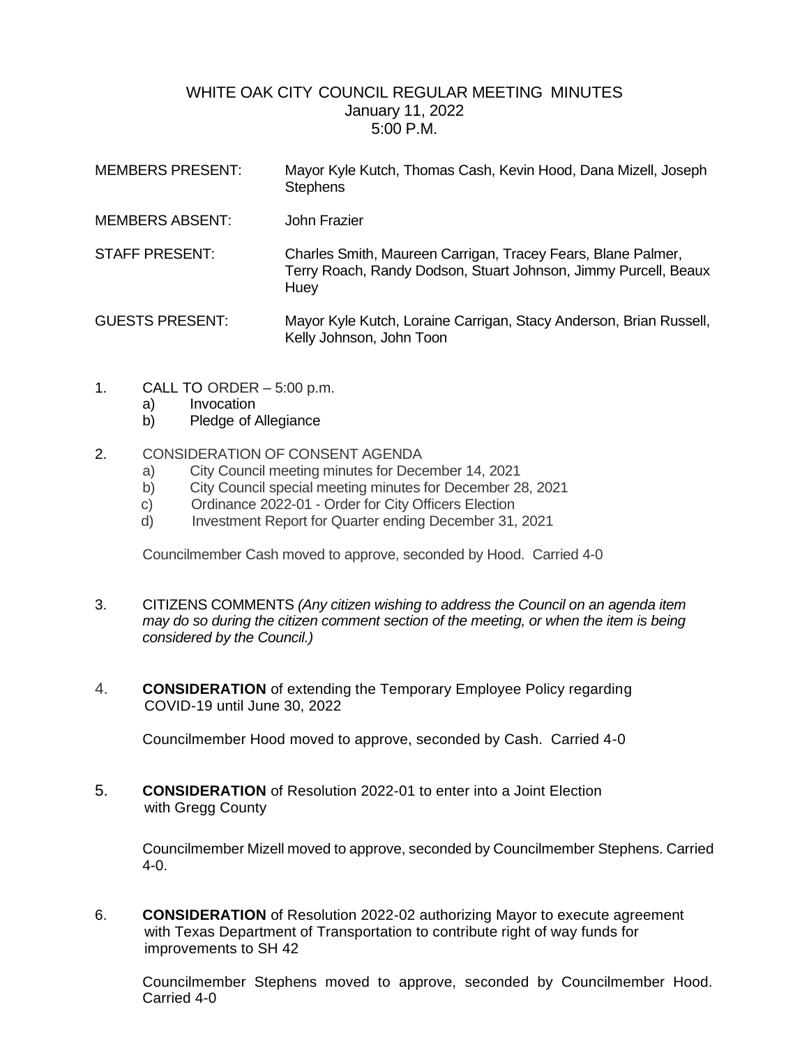# WHITE OAK CITY COUNCIL REGULAR MEETING MINUTES
January 11, 2022
5:00 P.M.

MEMBERS PRESENT: Mayor Kyle Kutch, Thomas Cash, Kevin Hood, Dana Mizell, Joseph Stephens

MEMBERS ABSENT: John Frazier

STAFF PRESENT: Charles Smith, Maureen Carrigan, Tracey Fears, Blane Palmer, Terry Roach, Randy Dodson, Stuart Johnson, Jimmy Purcell, Beaux Huey

GUESTS PRESENT: Mayor Kyle Kutch, Loraine Carrigan, Stacy Anderson, Brian Russell, Kelly Johnson, John Toon

1. CALL TO ORDER – 5:00 p.m.
   a) Invocation
   b) Pledge of Allegiance

2. CONSIDERATION OF CONSENT AGENDA
   a) City Council meeting minutes for December 14, 2021
   b) City Council special meeting minutes for December 28, 2021
   c) Ordinance 2022-01 - Order for City Officers Election
   d) Investment Report for Quarter ending December 31, 2021

   Councilmember Cash moved to approve, seconded by Hood. Carried 4-0

3. CITIZENS COMMENTS *(Any citizen wishing to address the Council on an agenda item may do so during the citizen comment section of the meeting, or when the item is being considered by the Council.)*

4. **CONSIDERATION** of extending the Temporary Employee Policy regarding COVID-19 until June 30, 2022

   Councilmember Hood moved to approve, seconded by Cash. Carried 4-0

5. **CONSIDERATION** of Resolution 2022-01 to enter into a Joint Election with Gregg County

   Councilmember Mizell moved to approve, seconded by Councilmember Stephens. Carried 4-0.

6. **CONSIDERATION** of Resolution 2022-02 authorizing Mayor to execute agreement with Texas Department of Transportation to contribute right of way funds for improvements to SH 42

   Councilmember Stephens moved to approve, seconded by Councilmember Hood. Carried 4-0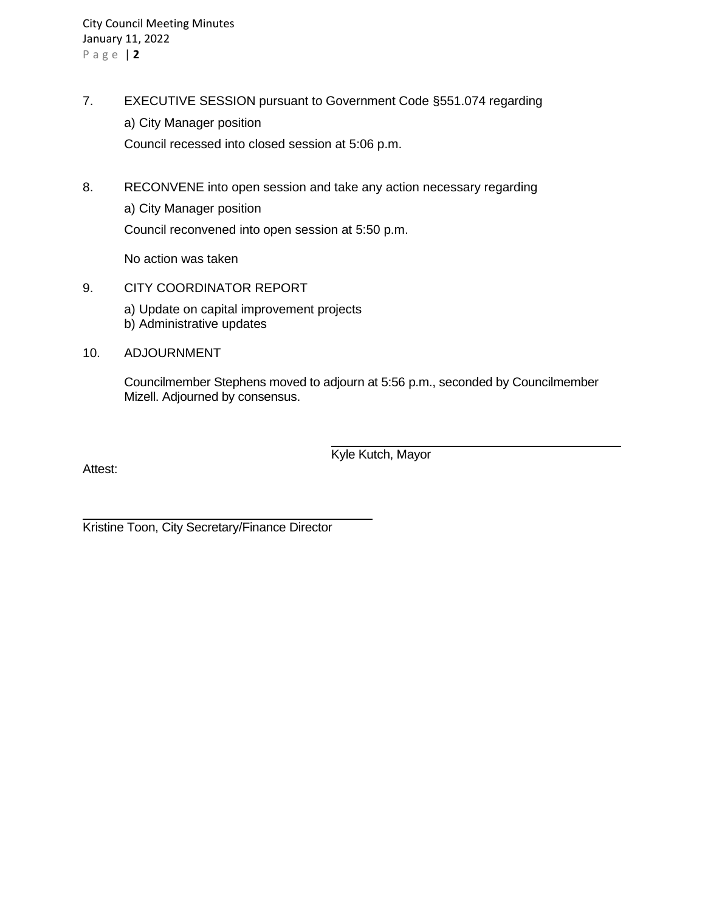7. EXECUTIVE SESSION pursuant to Government Code §551.074 regarding

   a) City Manager position

   Council recessed into closed session at 5:06 p.m.

8. RECONVENE into open session and take any action necessary regarding

   a) City Manager position

   Council reconvened into open session at 5:50 p.m.

   No action was taken

9. CITY COORDINATOR REPORT

   a) Update on capital improvement projects
   b) Administrative updates

10. ADJOURNMENT

    Councilmember Stephens moved to adjourn at 5:56 p.m., seconded by Councilmember Mizell. Adjourned by consensus.

\_\_\_\_\_\_\_\_\_\_\_\_\_\_\_\_\_\_\_\_\_\_\_\_\_\_\_\_\_\_\_\_\_\_\_\_\_\_\_\_
Kyle Kutch, Mayor

Attest:

\_\_\_\_\_\_\_\_\_\_\_\_\_\_\_\_\_\_\_\_\_\_\_\_\_\_\_\_\_\_\_\_\_\_\_\_\_\_\_\_
Kristine Toon, City Secretary/Finance Director